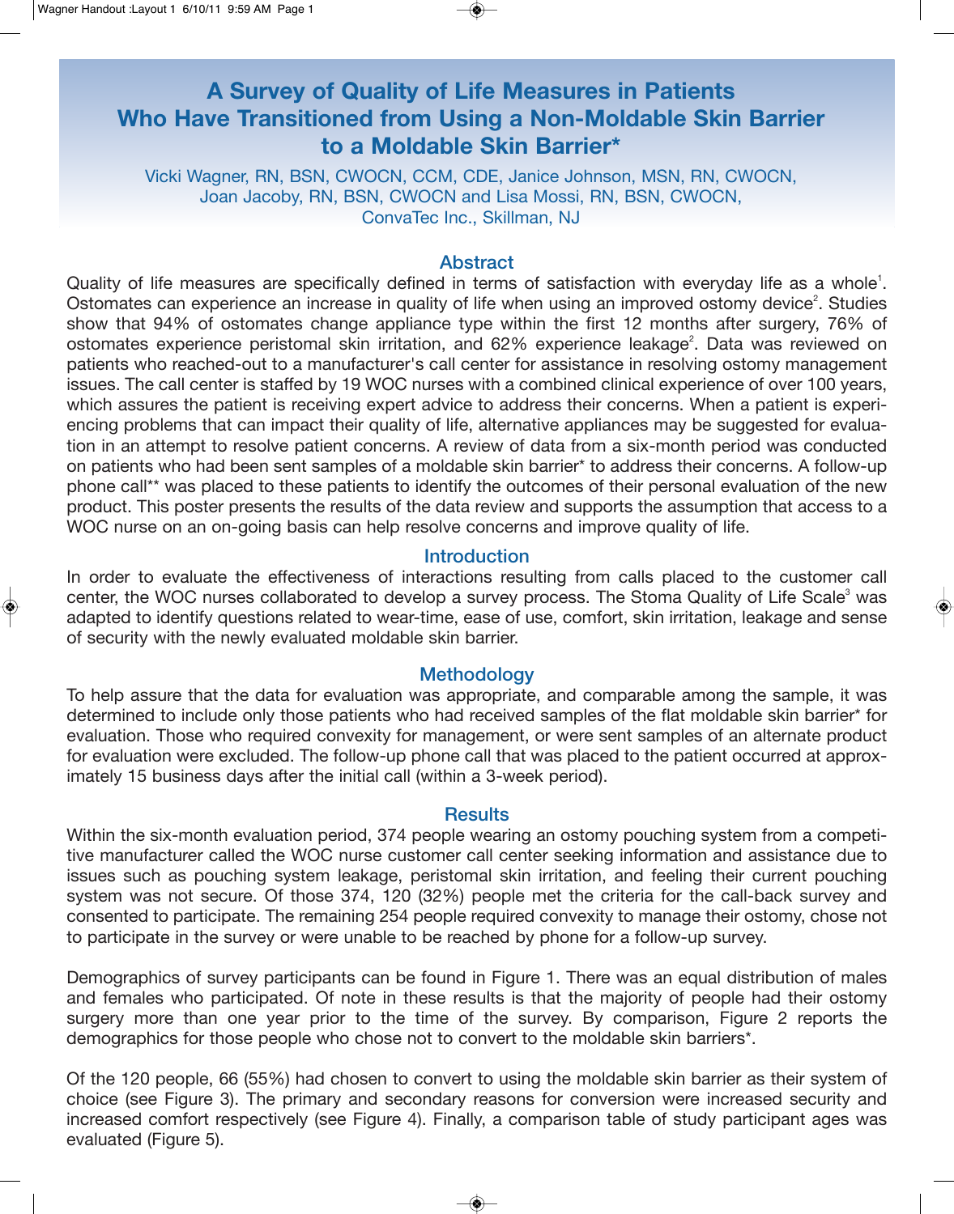# A Survey of Quality of Life Measures in Patients Who Have Transitioned from Using a Non-Moldable Skin Barrier to a Moldable Skin Barrier*

Vicki Wagner, RN, BSN, CWOCN, CCM, CDE, Janice Johnson, MSN, RN, CWOCN, Joan Jacoby, RN, BSN, CWOCN and Lisa Mossi, RN, BSN, CWOCN, ConvaTec Inc., Skillman, NJ

## Abstract

Quality of life measures are specifically defined in terms of satisfaction with everyday life as a whole[1]. Ostomates can experience an increase in quality of life when using an improved ostomy device[2]. Studies show that 94% of ostomates change appliance type within the first 12 months after surgery, 76% of ostomates experience peristomal skin irritation, and 62% experience leakage[2]. Data was reviewed on patients who reached-out to a manufacturer's call center for assistance in resolving ostomy management issues. The call center is staffed by 19 WOC nurses with a combined clinical experience of over 100 years, which assures the patient is receiving expert advice to address their concerns. When a patient is experiencing problems that can impact their quality of life, alternative appliances may be suggested for evaluation in an attempt to resolve patient concerns. A review of data from a six-month period was conducted on patients who had been sent samples of a moldable skin barrier* to address their concerns. A follow-up phone call** was placed to these patients to identify the outcomes of their personal evaluation of the new product. This poster presents the results of the data review and supports the assumption that access to a WOC nurse on an on-going basis can help resolve concerns and improve quality of life.

## Introduction

In order to evaluate the effectiveness of interactions resulting from calls placed to the customer call center, the WOC nurses collaborated to develop a survey process. The Stoma Quality of Life Scale[3] was adapted to identify questions related to wear-time, ease of use, comfort, skin irritation, leakage and sense of security with the newly evaluated moldable skin barrier.

## Methodology

To help assure that the data for evaluation was appropriate, and comparable among the sample, it was determined to include only those patients who had received samples of the flat moldable skin barrier* for evaluation. Those who required convexity for management, or were sent samples of an alternate product for evaluation were excluded. The follow-up phone call that was placed to the patient occurred at approximately 15 business days after the initial call (within a 3-week period).

## Results

Within the six-month evaluation period, 374 people wearing an ostomy pouching system from a competitive manufacturer called the WOC nurse customer call center seeking information and assistance due to issues such as pouching system leakage, peristomal skin irritation, and feeling their current pouching system was not secure. Of those 374, 120 (32%) people met the criteria for the call-back survey and consented to participate. The remaining 254 people required convexity to manage their ostomy, chose not to participate in the survey or were unable to be reached by phone for a follow-up survey.

Demographics of survey participants can be found in Figure 1. There was an equal distribution of males and females who participated. Of note in these results is that the majority of people had their ostomy surgery more than one year prior to the time of the survey. By comparison, Figure 2 reports the demographics for those people who chose not to convert to the moldable skin barriers*.

Of the 120 people, 66 (55%) had chosen to convert to using the moldable skin barrier as their system of choice (see Figure 3). The primary and secondary reasons for conversion were increased security and increased comfort respectively (see Figure 4). Finally, a comparison table of study participant ages was evaluated (Figure 5).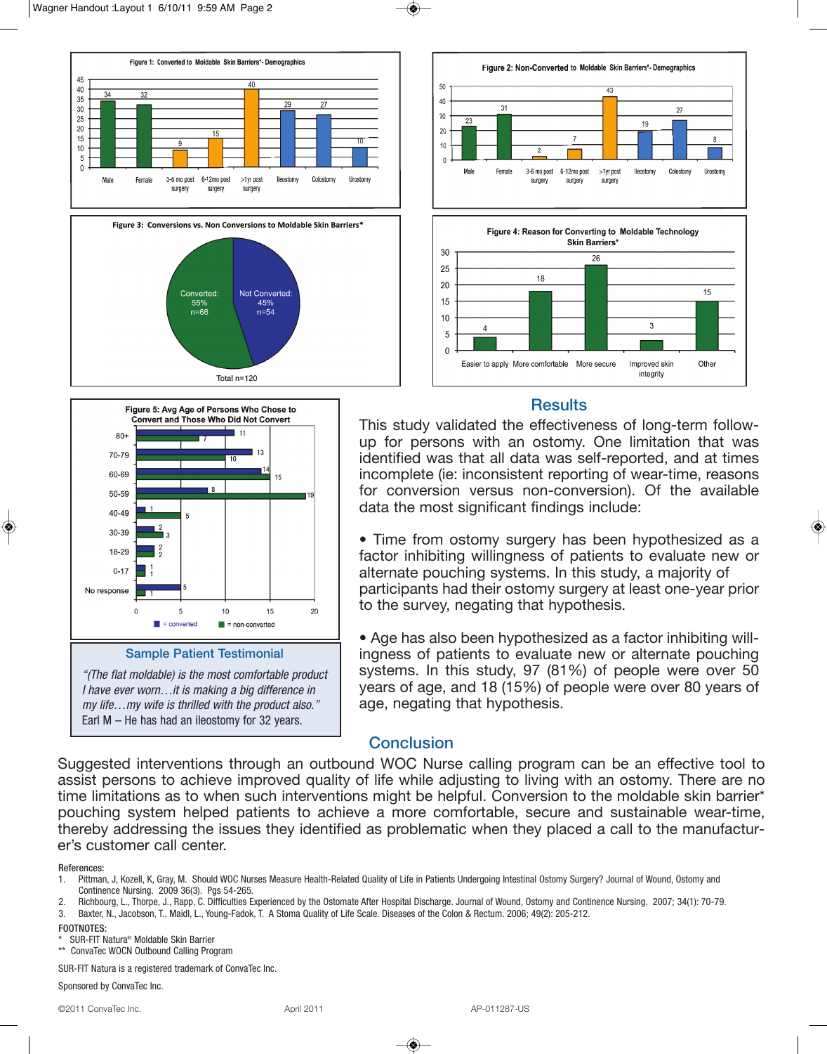Figure 1: Converted to Moldable Skin Barriers*- Demographics

45
40
35
30
25
20
15
10
5
0

34 32 9 15 40 29 27 10

Male
Female
3-6 mo post surgery
6-12mo post surgery
>1yr post surgery
Ileostomy
Colostomy
Urostomy

Figure 2: Non-Converted to Moldable Skin Barriers*- Demographics

50
40
30
20
10
0

23 31 2 7 43 19 27 8

Male
Female
3-6 mo post surgery
6-12mo post surgery
>1yr post surgery
Ileostomy
Colostomy
Urostomy

Figure 3: Conversions vs. Non Conversions to Moldable Skin Barriers*

Converted: 55% n=66

Not Converted: 45% n=54

Total n=120

Figure 4: Reason for Converting to Moldable Technology Skin Barriers*

30
25
20
15
10
5
0

4 18 26 3 15

Easier to apply
More comfortable
More secure
Improved skin integrity
Other

Figure 5: Avg Age of Persons Who Chose to Convert and Those Who Did Not Convert

80+ 11 7
70-79 13 10
60-69 14 15
50-59 8 19
40-49 1 5
30-39 2 3
18-29 2 2
0-17 1 1
No response 5 1

0 5 10 15 20

■ = converted ■ = non-converted

### Sample Patient Testimonial

*"(The flat moldable) is the most comfortable product I have ever worn…it is making a big difference in my life…my wife is thrilled with the product also."*
Earl M – He has had an ileostomy for 32 years.

## Results

This study validated the effectiveness of long-term follow-up for persons with an ostomy. One limitation that was identified was that all data was self-reported, and at times incomplete (ie: inconsistent reporting of wear-time, reasons for conversion versus non-conversion). Of the available data the most significant findings include:

- Time from ostomy surgery has been hypothesized as a factor inhibiting willingness of patients to evaluate new or alternate pouching systems. In this study, a majority of participants had their ostomy surgery at least one-year prior to the survey, negating that hypothesis.

- Age has also been hypothesized as a factor inhibiting willingness of patients to evaluate new or alternate pouching systems. In this study, 97 (81%) of people were over 50 years of age, and 18 (15%) of people were over 80 years of age, negating that hypothesis.

## Conclusion

Suggested interventions through an outbound WOC Nurse calling program can be an effective tool to assist persons to achieve improved quality of life while adjusting to living with an ostomy. There are no time limitations as to when such interventions might be helpful. Conversion to the moldable skin barrier* pouching system helped patients to achieve a more comfortable, secure and sustainable wear-time, thereby addressing the issues they identified as problematic when they placed a call to the manufacturer's customer call center.

References:

1. Pittman, J, Kozell, K, Gray, M. Should WOC Nurses Measure Health-Related Quality of Life in Patients Undergoing Intestinal Ostomy Surgery? Journal of Wound, Ostomy and Continence Nursing. 2009 36(3). Pgs 54-265.
2. Richbourg, L., Thorpe, J., Rapp, C. Difficulties Experienced by the Ostomate After Hospital Discharge. Journal of Wound, Ostomy and Continence Nursing. 2007; 34(1): 70-79.
3. Baxter, N., Jacobson, T., Maidl, L., Young-Fadok, T. A Stoma Quality of Life Scale. Diseases of the Colon & Rectum. 2006; 49(2): 205-212.

FOOTNOTES:

\* SUR-FIT Natura® Moldable Skin Barrier
\*\* ConvaTec WOCN Outbound Calling Program

SUR-FIT Natura is a registered trademark of ConvaTec Inc.

Sponsored by ConvaTec Inc.

©2011 ConvaTec Inc. April 2011 AP-011287-US